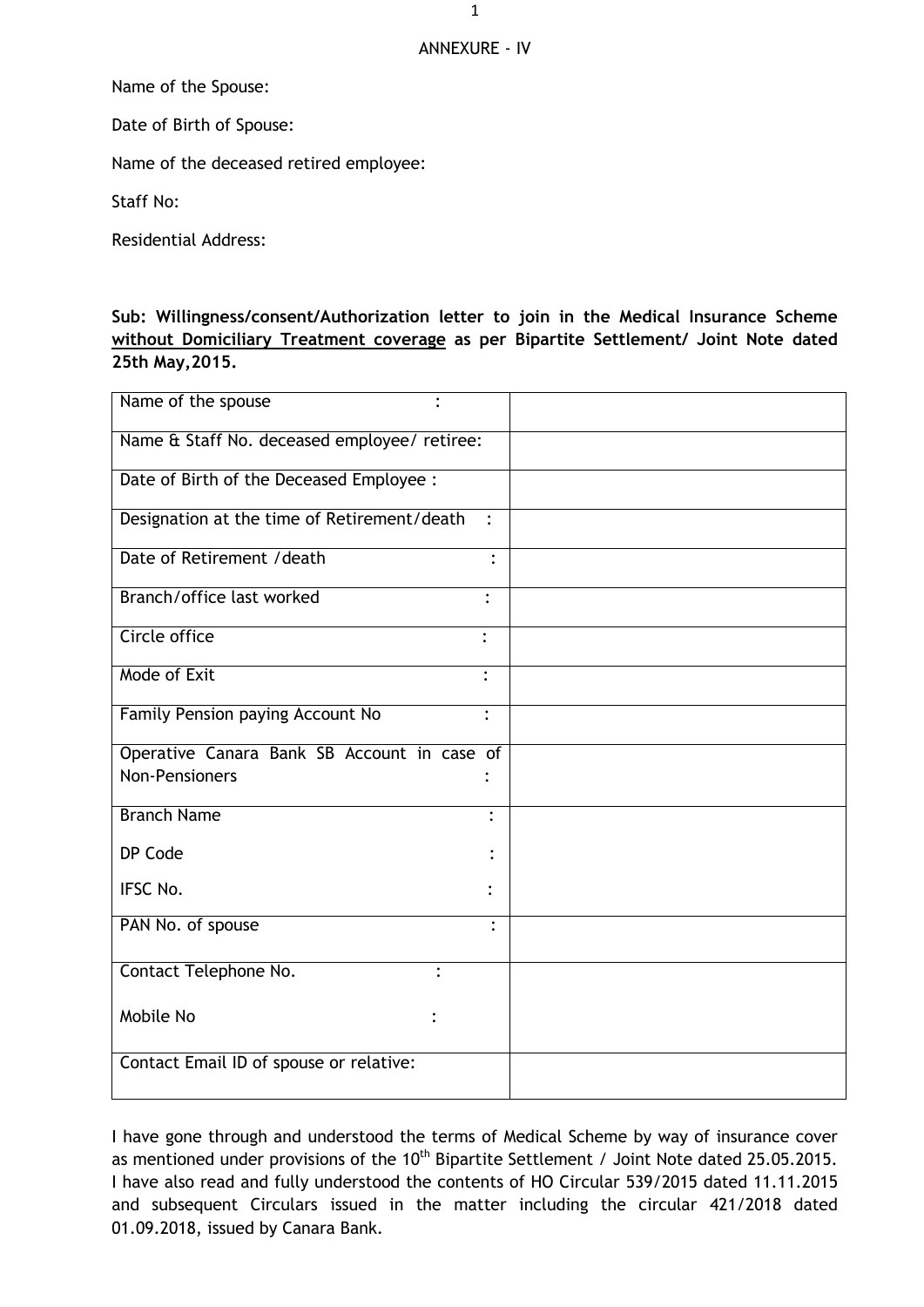ANNEXURE - IV

Name of the Spouse:

Date of Birth of Spouse:

Name of the deceased retired employee:

Staff No:

Residential Address:

**Sub: Willingness/consent/Authorization letter to join in the Medical Insurance Scheme <u>without Domiciliary Treatment coverage</u> as per Bipartite Settlement/ Joint Note dated 25th May,2015.**

| | |
|---|---|
| Name of the spouse : | |
| Name & Staff No. deceased employee/ retiree: | |
| Date of Birth of the Deceased Employee : | |
| Designation at the time of Retirement/death : | |
| Date of Retirement /death : | |
| Branch/office last worked : | |
| Circle office : | |
| Mode of Exit : | |
| Family Pension paying Account No : | |
| Operative Canara Bank SB Account in case of Non-Pensioners : | |
| Branch Name :<br>DP Code :<br>IFSC No. : | |
| PAN No. of spouse : | |
| Contact Telephone No. :<br>Mobile No : | |
| Contact Email ID of spouse or relative: | |

I have gone through and understood the terms of Medical Scheme by way of insurance cover as mentioned under provisions of the 10th Bipartite Settlement / Joint Note dated 25.05.2015. I have also read and fully understood the contents of HO Circular 539/2015 dated 11.11.2015 and subsequent Circulars issued in the matter including the circular 421/2018 dated 01.09.2018, issued by Canara Bank.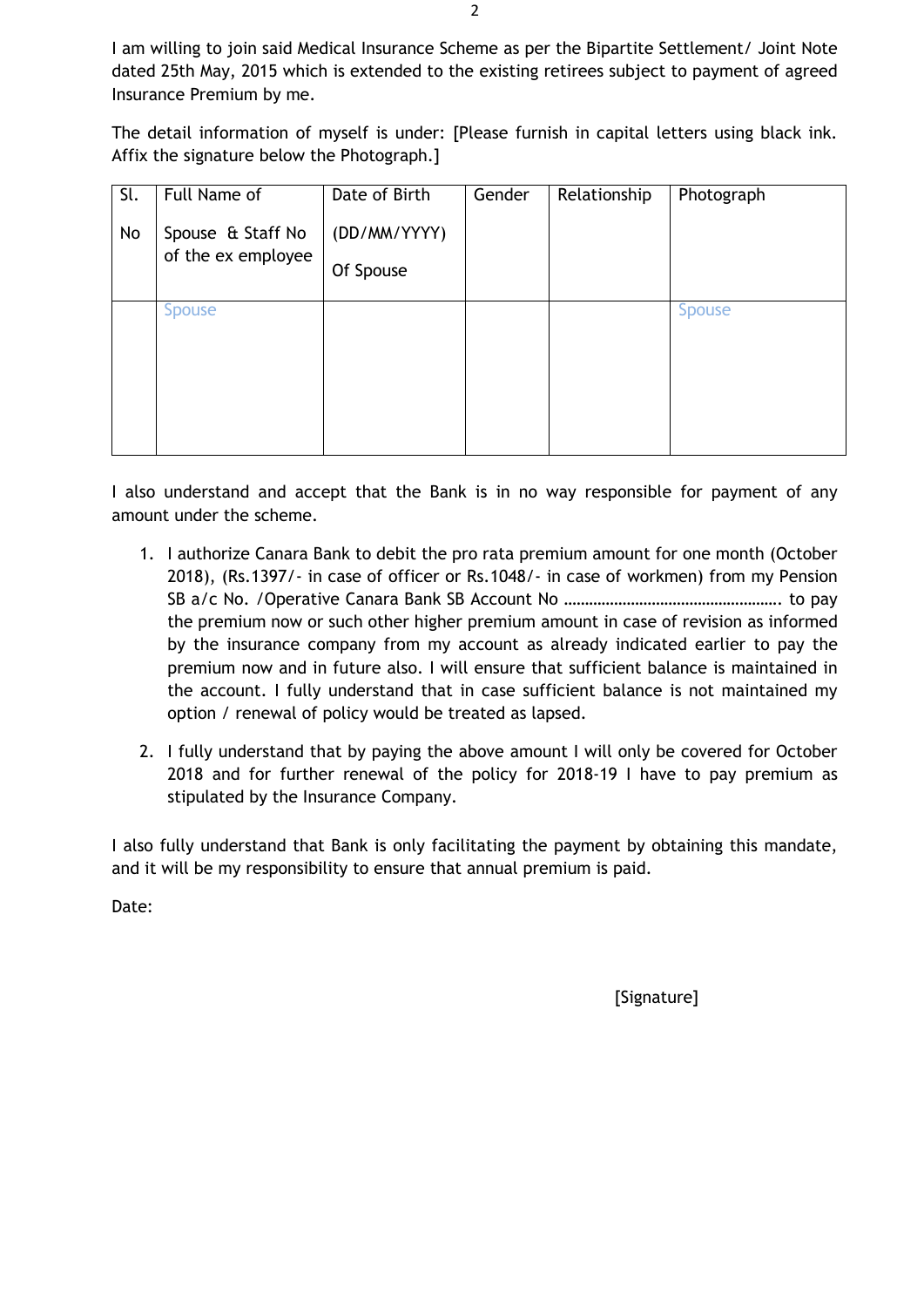I am willing to join said Medical Insurance Scheme as per the Bipartite Settlement/ Joint Note dated 25th May, 2015 which is extended to the existing retirees subject to payment of agreed Insurance Premium by me.

The detail information of myself is under: [Please furnish in capital letters using black ink. Affix the signature below the Photograph.]

| Sl. No | Full Name of Spouse & Staff No of the ex employee | Date of Birth (DD/MM/YYYY) Of Spouse | Gender | Relationship | Photograph |
|---|---|---|---|---|---|
| | Spouse | | | | Spouse |

I also understand and accept that the Bank is in no way responsible for payment of any amount under the scheme.

1. I authorize Canara Bank to debit the pro rata premium amount for one month (October 2018), (Rs.1397/- in case of officer or Rs.1048/- in case of workmen) from my Pension SB a/c No. /Operative Canara Bank SB Account No ……………………………………………. to pay the premium now or such other higher premium amount in case of revision as informed by the insurance company from my account as already indicated earlier to pay the premium now and in future also. I will ensure that sufficient balance is maintained in the account. I fully understand that in case sufficient balance is not maintained my option / renewal of policy would be treated as lapsed.
2. I fully understand that by paying the above amount I will only be covered for October 2018 and for further renewal of the policy for 2018-19 I have to pay premium as stipulated by the Insurance Company.

I also fully understand that Bank is only facilitating the payment by obtaining this mandate, and it will be my responsibility to ensure that annual premium is paid.

Date:

[Signature]